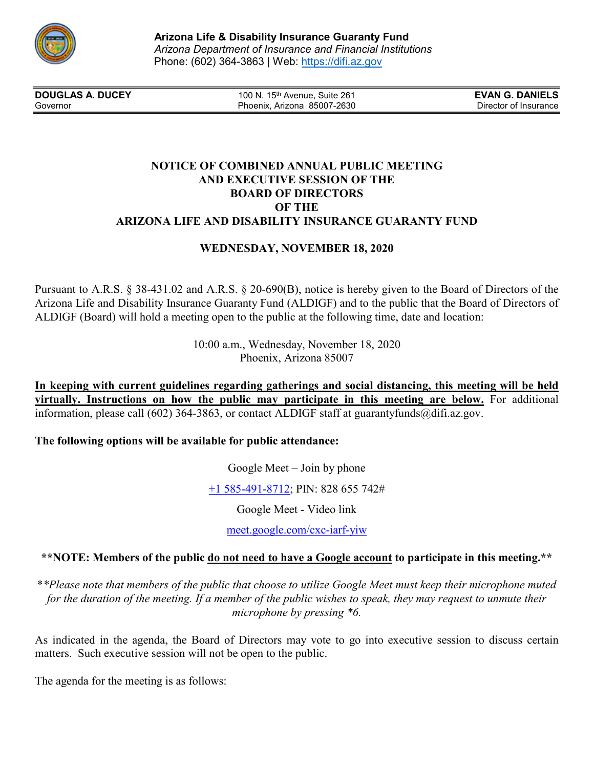**Arizona Life & Disability Insurance Guaranty Fund**
*Arizona Department of Insurance and Financial Institutions*
Phone: (602) 364-3863 | Web: [https://difi.az.gov](https://difi.az.gov)

| **DOUGLAS A. DUCEY**<br>Governor | 100 N. 15th Avenue, Suite 261<br>Phoenix, Arizona 85007-2630 | **EVAN G. DANIELS**<br>Director of Insurance |
|---|---|---|

# NOTICE OF COMBINED ANNUAL PUBLIC MEETING AND EXECUTIVE SESSION OF THE BOARD OF DIRECTORS OF THE ARIZONA LIFE AND DISABILITY INSURANCE GUARANTY FUND

## WEDNESDAY, NOVEMBER 18, 2020

Pursuant to A.R.S. § 38-431.02 and A.R.S. § 20-690(B), notice is hereby given to the Board of Directors of the Arizona Life and Disability Insurance Guaranty Fund (ALDIGF) and to the public that the Board of Directors of ALDIGF (Board) will hold a meeting open to the public at the following time, date and location:

10:00 a.m., Wednesday, November 18, 2020
Phoenix, Arizona 85007

**In keeping with current guidelines regarding gatherings and social distancing, this meeting will be held virtually. Instructions on how the public may participate in this meeting are below.** For additional information, please call (602) 364-3863, or contact ALDIGF staff at guarantyfunds@difi.az.gov.

**The following options will be available for public attendance:**

Google Meet – Join by phone

+1 585-491-8712; PIN: 828 655 742#

Google Meet - Video link

meet.google.com/cxc-iarf-yiw

**\*\*NOTE: Members of the public do not need to have a Google account to participate in this meeting.\*\***

*\*\*Please note that members of the public that choose to utilize Google Meet must keep their microphone muted for the duration of the meeting. If a member of the public wishes to speak, they may request to unmute their microphone by pressing \*6.*

As indicated in the agenda, the Board of Directors may vote to go into executive session to discuss certain matters. Such executive session will not be open to the public.

The agenda for the meeting is as follows: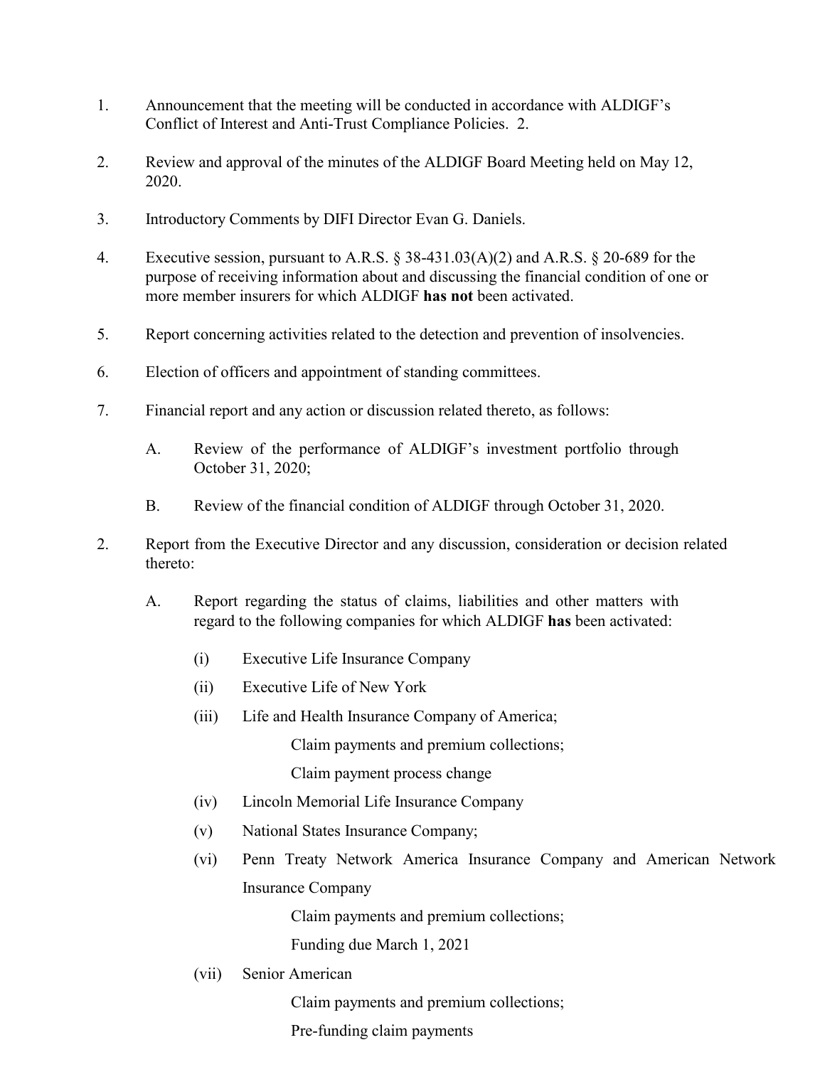1. Announcement that the meeting will be conducted in accordance with ALDIGF's Conflict of Interest and Anti-Trust Compliance Policies. 2.

2. Review and approval of the minutes of the ALDIGF Board Meeting held on May 12, 2020.

3. Introductory Comments by DIFI Director Evan G. Daniels.

4. Executive session, pursuant to A.R.S. § 38-431.03(A)(2) and A.R.S. § 20-689 for the purpose of receiving information about and discussing the financial condition of one or more member insurers for which ALDIGF **has not** been activated.

5. Report concerning activities related to the detection and prevention of insolvencies.

6. Election of officers and appointment of standing committees.

7. Financial report and any action or discussion related thereto, as follows:

   A. Review of the performance of ALDIGF's investment portfolio through October 31, 2020;

   B. Review of the financial condition of ALDIGF through October 31, 2020.

2. Report from the Executive Director and any discussion, consideration or decision related thereto:

   A. Report regarding the status of claims, liabilities and other matters with regard to the following companies for which ALDIGF **has** been activated:

      (i) Executive Life Insurance Company

      (ii) Executive Life of New York

      (iii) Life and Health Insurance Company of America;

         Claim payments and premium collections;

         Claim payment process change

      (iv) Lincoln Memorial Life Insurance Company

      (v) National States Insurance Company;

      (vi) Penn Treaty Network America Insurance Company and American Network Insurance Company

         Claim payments and premium collections;

         Funding due March 1, 2021

      (vii) Senior American

         Claim payments and premium collections;

         Pre-funding claim payments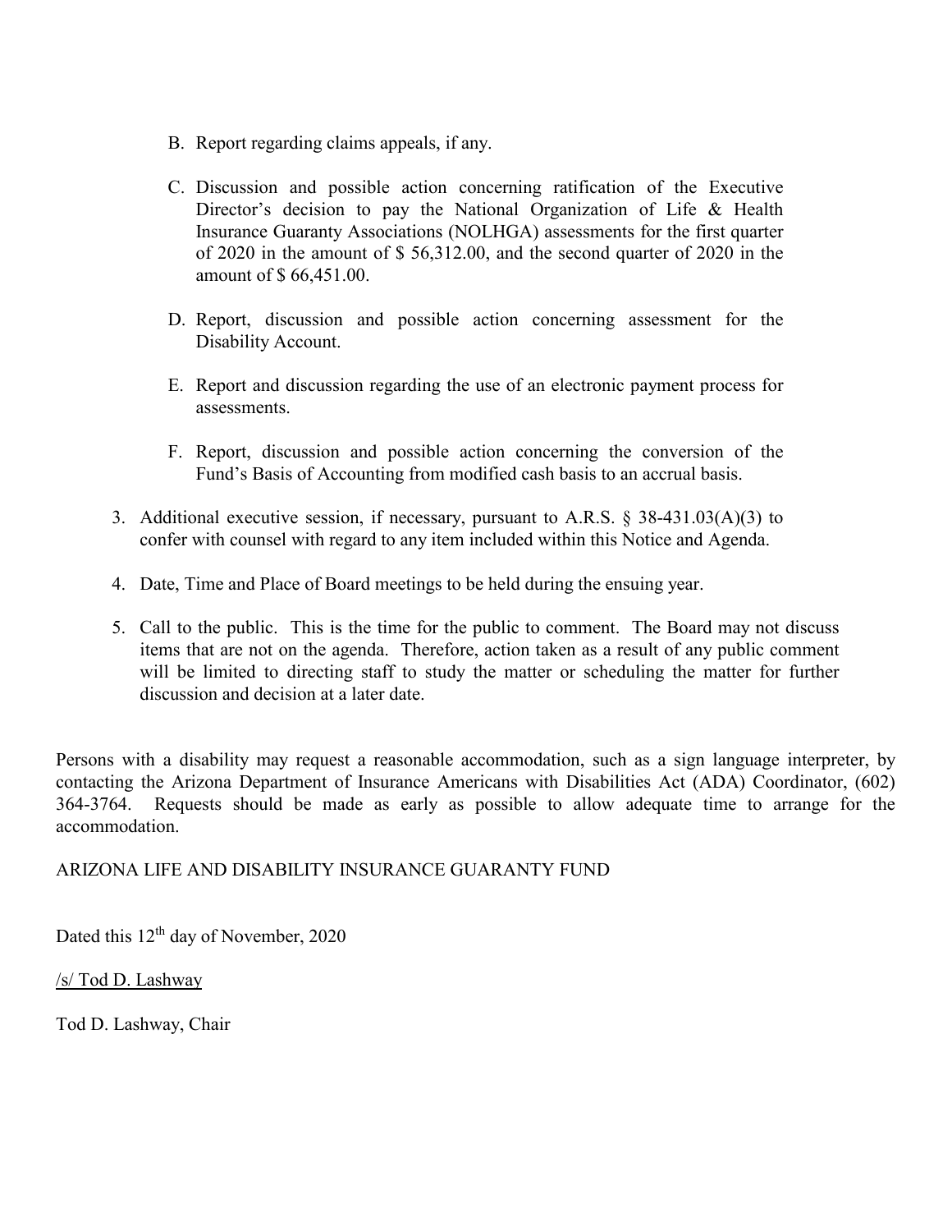B. Report regarding claims appeals, if any.

C. Discussion and possible action concerning ratification of the Executive Director's decision to pay the National Organization of Life & Health Insurance Guaranty Associations (NOLHGA) assessments for the first quarter of 2020 in the amount of $ 56,312.00, and the second quarter of 2020 in the amount of $ 66,451.00.

D. Report, discussion and possible action concerning assessment for the Disability Account.

E. Report and discussion regarding the use of an electronic payment process for assessments.

F. Report, discussion and possible action concerning the conversion of the Fund's Basis of Accounting from modified cash basis to an accrual basis.

3. Additional executive session, if necessary, pursuant to A.R.S. § 38-431.03(A)(3) to confer with counsel with regard to any item included within this Notice and Agenda.

4. Date, Time and Place of Board meetings to be held during the ensuing year.

5. Call to the public. This is the time for the public to comment. The Board may not discuss items that are not on the agenda. Therefore, action taken as a result of any public comment will be limited to directing staff to study the matter or scheduling the matter for further discussion and decision at a later date.

Persons with a disability may request a reasonable accommodation, such as a sign language interpreter, by contacting the Arizona Department of Insurance Americans with Disabilities Act (ADA) Coordinator, (602) 364-3764. Requests should be made as early as possible to allow adequate time to arrange for the accommodation.

ARIZONA LIFE AND DISABILITY INSURANCE GUARANTY FUND

Dated this 12th day of November, 2020

/s/ Tod D. Lashway

Tod D. Lashway, Chair